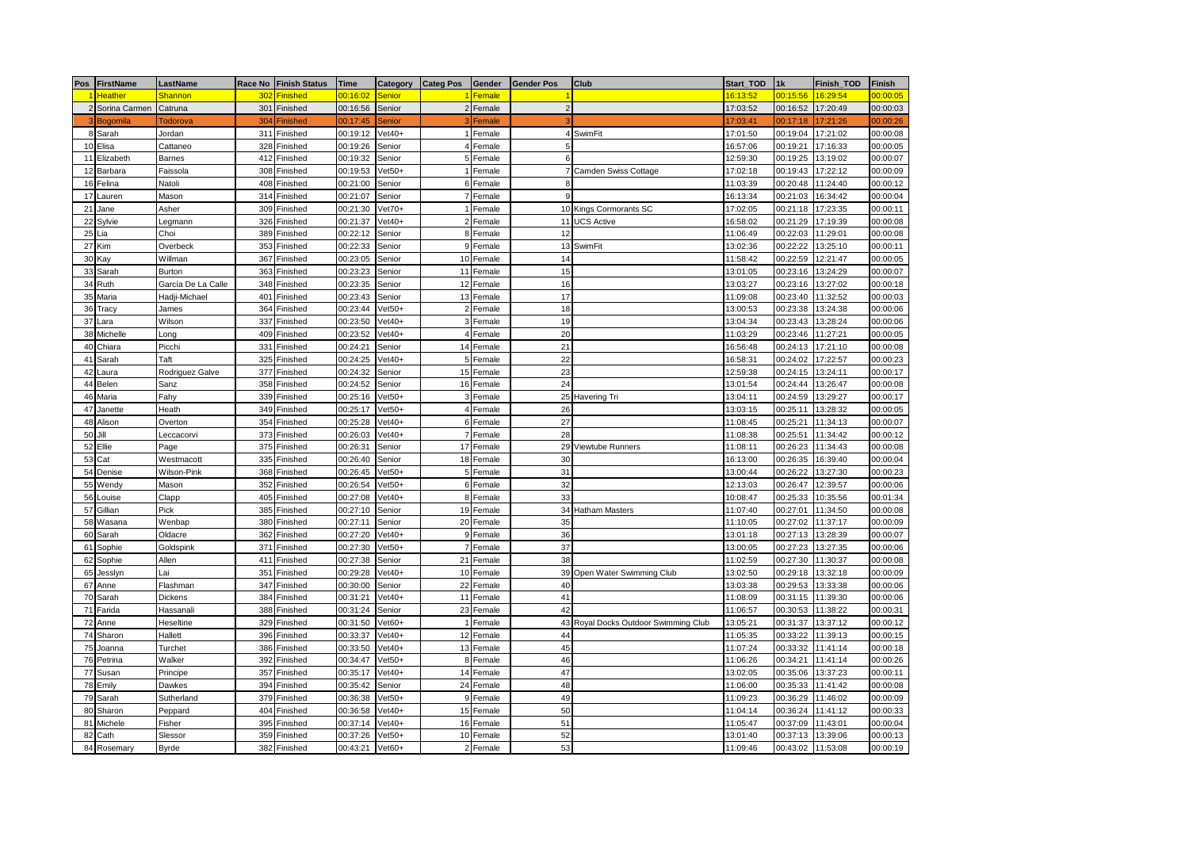| Pos | FirstName | LastName | Race No | Finish Status | Time | Category | Categ Pos | Gender | Gender Pos | Club | Start_TOD | 1k | Finish_TOD | Finish |
|---|---|---|---|---|---|---|---|---|---|---|---|---|---|---|
| 1 | Heather | Shannon | 302 | Finished | 00:16:02 | Senior | 1 | Female | 1 | | 16:13:52 | 00:15:56 | 16:29:54 | 00:00:05 |
| 2 | Sorina Carmen | Catruna | 301 | Finished | 00:16:56 | Senior | 2 | Female | 2 | | 17:03:52 | 00:16:52 | 17:20:49 | 00:00:03 |
| 3 | Bogomila | Todorova | 304 | Finished | 00:17:45 | Senior | 3 | Female | 3 | | 17:03:41 | 00:17:18 | 17:21:26 | 00:00:26 |
| 8 | Sarah | Jordan | 311 | Finished | 00:19:12 | Vet40+ | 1 | Female | 4 | SwimFit | 17:01:50 | 00:19:04 | 17:21:02 | 00:00:08 |
| 10 | Elisa | Cattaneo | 328 | Finished | 00:19:26 | Senior | 4 | Female | 5 | | 16:57:06 | 00:19:21 | 17:16:33 | 00:00:05 |
| 11 | Elizabeth | Barnes | 412 | Finished | 00:19:32 | Senior | 5 | Female | 6 | | 12:59:30 | 00:19:25 | 13:19:02 | 00:00:07 |
| 12 | Barbara | Faissola | 308 | Finished | 00:19:53 | Vet50+ | 1 | Female | 7 | Camden Swiss Cottage | 17:02:18 | 00:19:43 | 17:22:12 | 00:00:09 |
| 16 | Felina | Natoli | 408 | Finished | 00:21:00 | Senior | 6 | Female | 8 | | 11:03:39 | 00:20:48 | 11:24:40 | 00:00:12 |
| 17 | Lauren | Mason | 314 | Finished | 00:21:07 | Senior | 7 | Female | 9 | | 16:13:34 | 00:21:03 | 16:34:42 | 00:00:04 |
| 21 | Jane | Asher | 309 | Finished | 00:21:30 | Vet70+ | 1 | Female | 10 | Kings Cormorants SC | 17:02:05 | 00:21:18 | 17:23:35 | 00:00:11 |
| 22 | Sylvie | Legmann | 326 | Finished | 00:21:37 | Vet40+ | 2 | Female | 11 | UCS Active | 16:58:02 | 00:21:29 | 17:19:39 | 00:00:08 |
| 25 | Lia | Choi | 389 | Finished | 00:22:12 | Senior | 8 | Female | 12 | | 11:06:49 | 00:22:03 | 11:29:01 | 00:00:08 |
| 27 | Kim | Overbeck | 353 | Finished | 00:22:33 | Senior | 9 | Female | 13 | SwimFit | 13:02:36 | 00:22:22 | 13:25:10 | 00:00:11 |
| 30 | Kay | Willman | 367 | Finished | 00:23:05 | Senior | 10 | Female | 14 | | 11:58:42 | 00:22:59 | 12:21:47 | 00:00:05 |
| 33 | Sarah | Burton | 363 | Finished | 00:23:23 | Senior | 11 | Female | 15 | | 13:01:05 | 00:23:16 | 13:24:29 | 00:00:07 |
| 34 | Ruth | García De La Calle | 348 | Finished | 00:23:35 | Senior | 12 | Female | 16 | | 13:03:27 | 00:23:16 | 13:27:02 | 00:00:18 |
| 35 | Maria | Hadji-Michael | 401 | Finished | 00:23:43 | Senior | 13 | Female | 17 | | 11:09:08 | 00:23:40 | 11:32:52 | 00:00:03 |
| 36 | Tracy | James | 364 | Finished | 00:23:44 | Vet50+ | 2 | Female | 18 | | 13:00:53 | 00:23:38 | 13:24:38 | 00:00:06 |
| 37 | Lara | Wilson | 337 | Finished | 00:23:50 | Vet40+ | 3 | Female | 19 | | 13:04:34 | 00:23:43 | 13:28:24 | 00:00:06 |
| 38 | Michelle | Long | 409 | Finished | 00:23:52 | Vet40+ | 4 | Female | 20 | | 11:03:29 | 00:23:46 | 11:27:21 | 00:00:05 |
| 40 | Chiara | Picchi | 331 | Finished | 00:24:21 | Senior | 14 | Female | 21 | | 16:56:48 | 00:24:13 | 17:21:10 | 00:00:08 |
| 41 | Sarah | Taft | 325 | Finished | 00:24:25 | Vet40+ | 5 | Female | 22 | | 16:58:31 | 00:24:02 | 17:22:57 | 00:00:23 |
| 42 | Laura | Rodriguez Galve | 377 | Finished | 00:24:32 | Senior | 15 | Female | 23 | | 12:59:38 | 00:24:15 | 13:24:11 | 00:00:17 |
| 44 | Belen | Sanz | 358 | Finished | 00:24:52 | Senior | 16 | Female | 24 | | 13:01:54 | 00:24:44 | 13:26:47 | 00:00:08 |
| 46 | Maria | Fahy | 339 | Finished | 00:25:16 | Vet50+ | 3 | Female | 25 | Havering Tri | 13:04:11 | 00:24:59 | 13:29:27 | 00:00:17 |
| 47 | Janette | Heath | 349 | Finished | 00:25:17 | Vet50+ | 4 | Female | 26 | | 13:03:15 | 00:25:11 | 13:28:32 | 00:00:05 |
| 48 | Alison | Overton | 354 | Finished | 00:25:28 | Vet40+ | 6 | Female | 27 | | 11:08:45 | 00:25:21 | 11:34:13 | 00:00:07 |
| 50 | Jill | Leccacorvi | 373 | Finished | 00:26:03 | Vet40+ | 7 | Female | 28 | | 11:08:38 | 00:25:51 | 11:34:42 | 00:00:12 |
| 52 | Ellie | Page | 375 | Finished | 00:26:31 | Senior | 17 | Female | 29 | Viewtube Runners | 11:08:11 | 00:26:23 | 11:34:43 | 00:00:08 |
| 53 | Cat | Westmacott | 335 | Finished | 00:26:40 | Senior | 18 | Female | 30 | | 16:13:00 | 00:26:35 | 16:39:40 | 00:00:04 |
| 54 | Denise | Wilson-Pink | 368 | Finished | 00:26:45 | Vet50+ | 5 | Female | 31 | | 13:00:44 | 00:26:22 | 13:27:30 | 00:00:23 |
| 55 | Wendy | Mason | 352 | Finished | 00:26:54 | Vet50+ | 6 | Female | 32 | | 12:13:03 | 00:26:47 | 12:39:57 | 00:00:06 |
| 56 | Louise | Clapp | 405 | Finished | 00:27:08 | Vet40+ | 8 | Female | 33 | | 10:08:47 | 00:25:33 | 10:35:56 | 00:01:34 |
| 57 | Gillian | Pick | 385 | Finished | 00:27:10 | Senior | 19 | Female | 34 | Hatham Masters | 11:07:40 | 00:27:01 | 11:34:50 | 00:00:08 |
| 58 | Wasana | Wenbap | 380 | Finished | 00:27:11 | Senior | 20 | Female | 35 | | 11:10:05 | 00:27:02 | 11:37:17 | 00:00:09 |
| 60 | Sarah | Oldacre | 362 | Finished | 00:27:20 | Vet40+ | 9 | Female | 36 | | 13:01:18 | 00:27:13 | 13:28:39 | 00:00:07 |
| 61 | Sophie | Goldspink | 371 | Finished | 00:27:30 | Vet50+ | 7 | Female | 37 | | 13:00:05 | 00:27:23 | 13:27:35 | 00:00:06 |
| 62 | Sophie | Allen | 411 | Finished | 00:27:38 | Senior | 21 | Female | 38 | | 11:02:59 | 00:27:30 | 11:30:37 | 00:00:08 |
| 65 | Jesslyn | Lai | 351 | Finished | 00:29:28 | Vet40+ | 10 | Female | 39 | Open Water Swimming Club | 13:02:50 | 00:29:18 | 13:32:18 | 00:00:09 |
| 67 | Anne | Flashman | 347 | Finished | 00:30:00 | Senior | 22 | Female | 40 | | 13:03:38 | 00:29:53 | 13:33:38 | 00:00:06 |
| 70 | Sarah | Dickens | 384 | Finished | 00:31:21 | Vet40+ | 11 | Female | 41 | | 11:08:09 | 00:31:15 | 11:39:30 | 00:00:06 |
| 71 | Farida | Hassanali | 388 | Finished | 00:31:24 | Senior | 23 | Female | 42 | | 11:06:57 | 00:30:53 | 11:38:22 | 00:00:31 |
| 72 | Anne | Heseltine | 329 | Finished | 00:31:50 | Vet60+ | 1 | Female | 43 | Royal Docks Outdoor Swimming Club | 13:05:21 | 00:31:37 | 13:37:12 | 00:00:12 |
| 74 | Sharon | Hallett | 396 | Finished | 00:33:37 | Vet40+ | 12 | Female | 44 | | 11:05:35 | 00:33:22 | 11:39:13 | 00:00:15 |
| 75 | Joanna | Turchet | 386 | Finished | 00:33:50 | Vet40+ | 13 | Female | 45 | | 11:07:24 | 00:33:32 | 11:41:14 | 00:00:18 |
| 76 | Petrina | Walker | 392 | Finished | 00:34:47 | Vet50+ | 8 | Female | 46 | | 11:06:26 | 00:34:21 | 11:41:14 | 00:00:26 |
| 77 | Susan | Principe | 357 | Finished | 00:35:17 | Vet40+ | 14 | Female | 47 | | 13:02:05 | 00:35:06 | 13:37:23 | 00:00:11 |
| 78 | Emily | Dawkes | 394 | Finished | 00:35:42 | Senior | 24 | Female | 48 | | 11:06:00 | 00:35:33 | 11:41:42 | 00:00:08 |
| 79 | Sarah | Sutherland | 379 | Finished | 00:36:38 | Vet50+ | 9 | Female | 49 | | 11:09:23 | 00:36:29 | 11:46:02 | 00:00:09 |
| 80 | Sharon | Peppard | 404 | Finished | 00:36:58 | Vet40+ | 15 | Female | 50 | | 11:04:14 | 00:36:24 | 11:41:12 | 00:00:33 |
| 81 | Michele | Fisher | 395 | Finished | 00:37:14 | Vet40+ | 16 | Female | 51 | | 11:05:47 | 00:37:09 | 11:43:01 | 00:00:04 |
| 82 | Cath | Slessor | 359 | Finished | 00:37:26 | Vet50+ | 10 | Female | 52 | | 13:01:40 | 00:37:13 | 13:39:06 | 00:00:13 |
| 84 | Rosemary | Byrde | 382 | Finished | 00:43:21 | Vet60+ | 2 | Female | 53 | | 11:09:46 | 00:43:02 | 11:53:08 | 00:00:19 |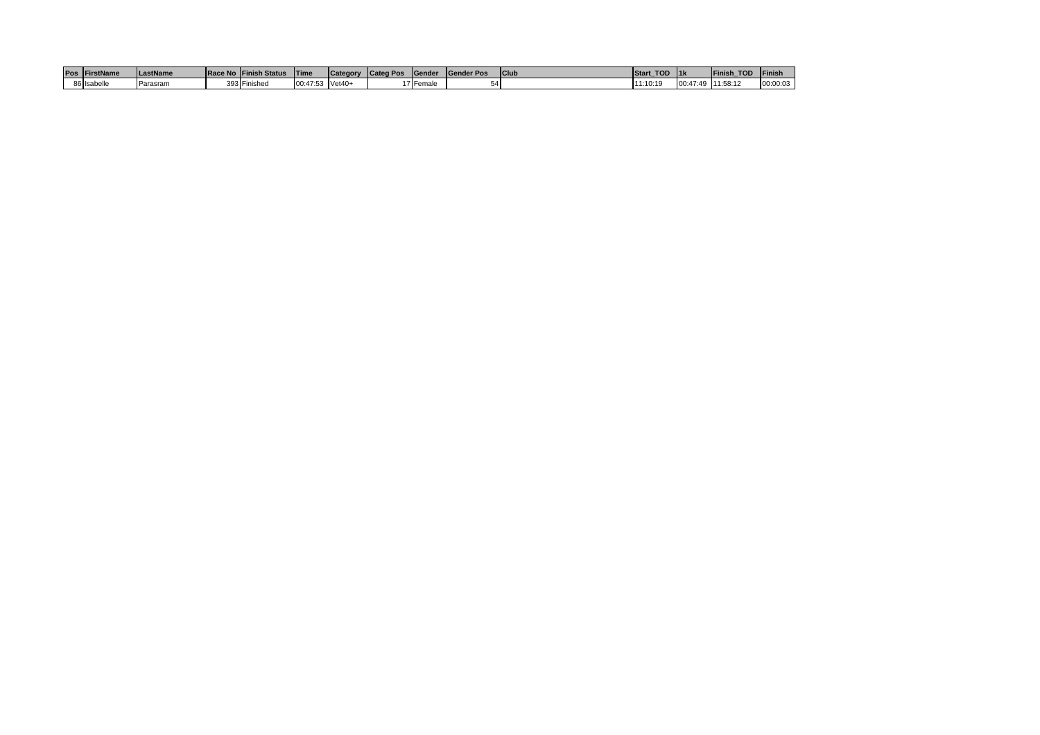| Pos | FirstName | LastName | Race No | Finish Status | Time | Category | Categ Pos | Gender | Gender Pos | Club | Start_TOD | 1k | Finish_TOD | Finish |
|---|---|---|---|---|---|---|---|---|---|---|---|---|---|---|
| 86 | Isabelle | Parasram | 393 | Finished | 00:47:53 | Vet40+ | 17 | Female | 54 | | 11:10:19 | 00:47:49 | 11:58:12 | 00:00:03 |